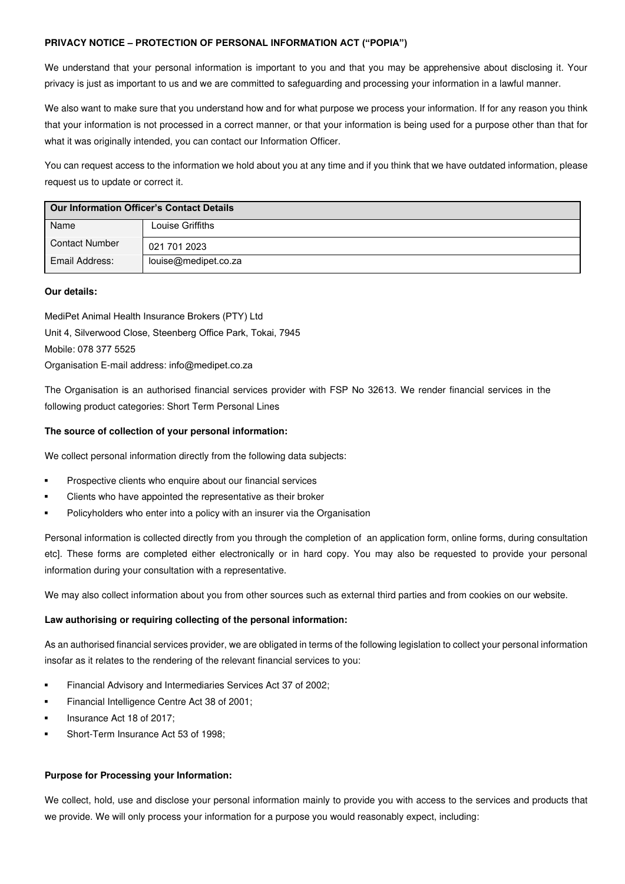**PRIVACY NOTICE – PROTECTION OF PERSONAL INFORMATION ACT ("POPIA")**

We understand that your personal information is important to you and that you may be apprehensive about disclosing it. Your privacy is just as important to us and we are committed to safeguarding and processing your information in a lawful manner.

We also want to make sure that you understand how and for what purpose we process your information. If for any reason you think that your information is not processed in a correct manner, or that your information is being used for a purpose other than that for what it was originally intended, you can contact our Information Officer.

You can request access to the information we hold about you at any time and if you think that we have outdated information, please request us to update or correct it.

| Our Information Officer's Contact Details | |
|---|---|
| Name | Louise Griffiths |
| Contact Number | 021 701 2023 |
| Email Address: | louise@medipet.co.za |

**Our details:**

MediPet Animal Health Insurance Brokers (PTY) Ltd
Unit 4, Silverwood Close, Steenberg Office Park, Tokai, 7945
Mobile: 078 377 5525
Organisation E-mail address: info@medipet.co.za

The Organisation is an authorised financial services provider with FSP No 32613. We render financial services in the following product categories: Short Term Personal Lines

**The source of collection of your personal information:**

We collect personal information directly from the following data subjects:

- Prospective clients who enquire about our financial services
- Clients who have appointed the representative as their broker
- Policyholders who enter into a policy with an insurer via the Organisation

Personal information is collected directly from you through the completion of an application form, online forms, during consultation etc]. These forms are completed either electronically or in hard copy. You may also be requested to provide your personal information during your consultation with a representative.

We may also collect information about you from other sources such as external third parties and from cookies on our website.

**Law authorising or requiring collecting of the personal information:**

As an authorised financial services provider, we are obligated in terms of the following legislation to collect your personal information insofar as it relates to the rendering of the relevant financial services to you:

- Financial Advisory and Intermediaries Services Act 37 of 2002;
- Financial Intelligence Centre Act 38 of 2001;
- Insurance Act 18 of 2017;
- Short-Term Insurance Act 53 of 1998;

**Purpose for Processing your Information:**

We collect, hold, use and disclose your personal information mainly to provide you with access to the services and products that we provide. We will only process your information for a purpose you would reasonably expect, including: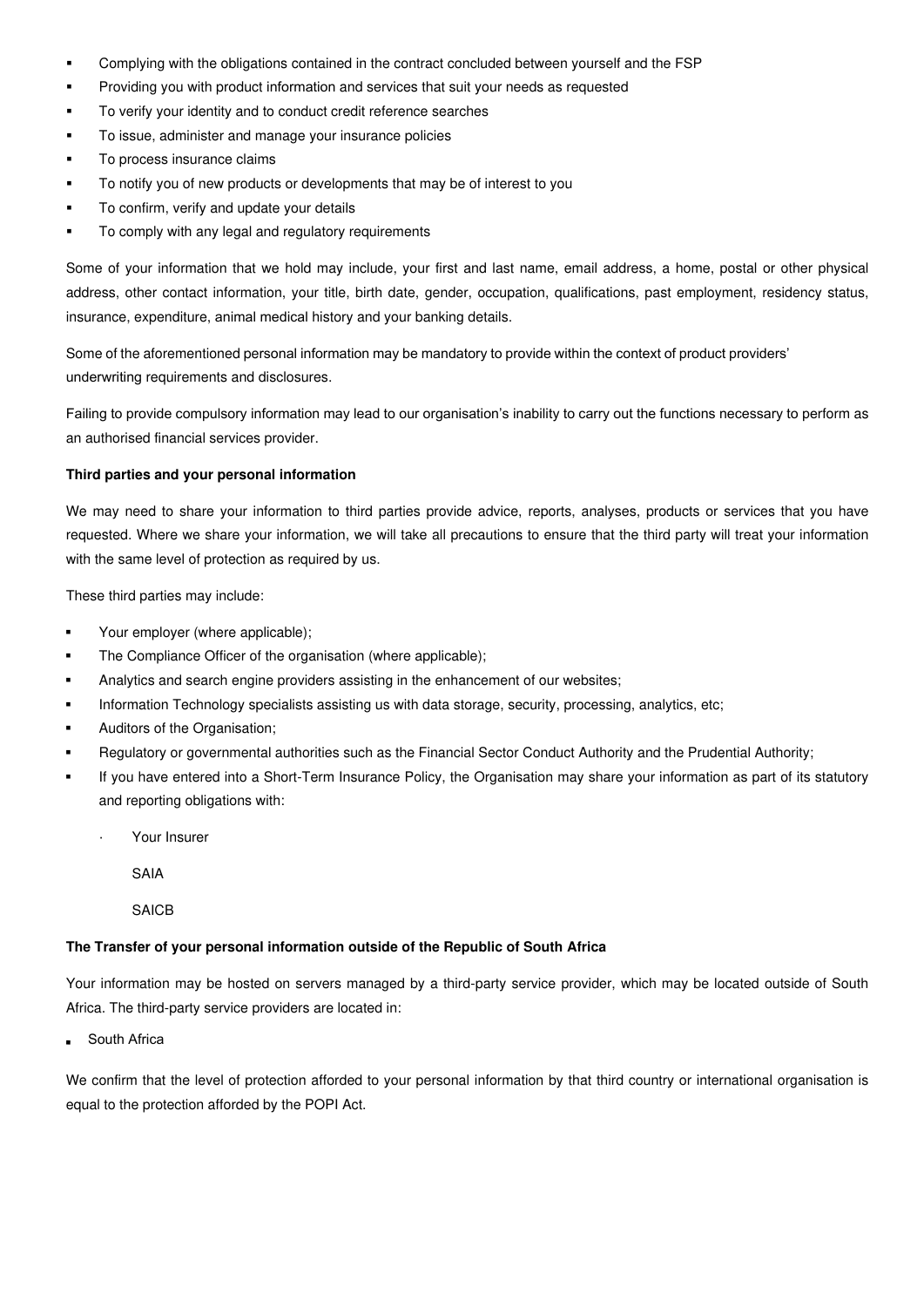- Complying with the obligations contained in the contract concluded between yourself and the FSP
- Providing you with product information and services that suit your needs as requested
- To verify your identity and to conduct credit reference searches
- To issue, administer and manage your insurance policies
- To process insurance claims
- To notify you of new products or developments that may be of interest to you
- To confirm, verify and update your details
- To comply with any legal and regulatory requirements

Some of your information that we hold may include, your first and last name, email address, a home, postal or other physical address, other contact information, your title, birth date, gender, occupation, qualifications, past employment, residency status, insurance, expenditure, animal medical history and your banking details.

Some of the aforementioned personal information may be mandatory to provide within the context of product providers' underwriting requirements and disclosures.

Failing to provide compulsory information may lead to our organisation's inability to carry out the functions necessary to perform as an authorised financial services provider.

**Third parties and your personal information**

We may need to share your information to third parties provide advice, reports, analyses, products or services that you have requested. Where we share your information, we will take all precautions to ensure that the third party will treat your information with the same level of protection as required by us.

These third parties may include:

- Your employer (where applicable);
- The Compliance Officer of the organisation (where applicable);
- Analytics and search engine providers assisting in the enhancement of our websites;
- Information Technology specialists assisting us with data storage, security, processing, analytics, etc;
- Auditors of the Organisation;
- Regulatory or governmental authorities such as the Financial Sector Conduct Authority and the Prudential Authority;
- If you have entered into a Short-Term Insurance Policy, the Organisation may share your information as part of its statutory and reporting obligations with:
  - Your Insurer
  - SAIA
  - SAICB

**The Transfer of your personal information outside of the Republic of South Africa**

Your information may be hosted on servers managed by a third-party service provider, which may be located outside of South Africa. The third-party service providers are located in:

- South Africa

We confirm that the level of protection afforded to your personal information by that third country or international organisation is equal to the protection afforded by the POPI Act.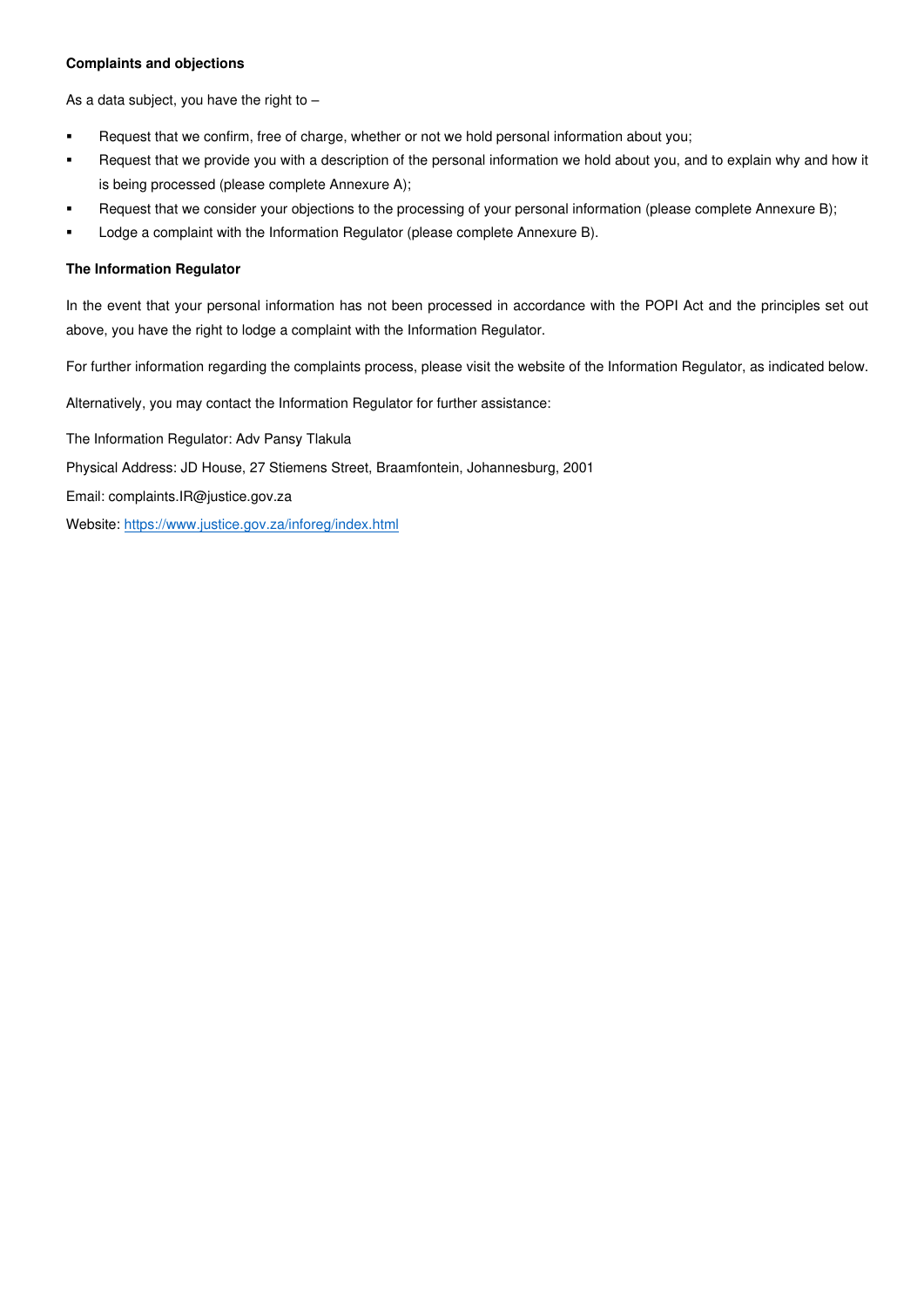**Complaints and objections**

As a data subject, you have the right to –

- Request that we confirm, free of charge, whether or not we hold personal information about you;
- Request that we provide you with a description of the personal information we hold about you, and to explain why and how it is being processed (please complete Annexure A);
- Request that we consider your objections to the processing of your personal information (please complete Annexure B);
- Lodge a complaint with the Information Regulator (please complete Annexure B).

**The Information Regulator**

In the event that your personal information has not been processed in accordance with the POPI Act and the principles set out above, you have the right to lodge a complaint with the Information Regulator.

For further information regarding the complaints process, please visit the website of the Information Regulator, as indicated below.

Alternatively, you may contact the Information Regulator for further assistance:

The Information Regulator: Adv Pansy Tlakula

Physical Address: JD House, 27 Stiemens Street, Braamfontein, Johannesburg, 2001

Email: complaints.IR@justice.gov.za

Website: [https://www.justice.gov.za/inforeg/index.html](https://www.justice.gov.za/inforeg/index.html)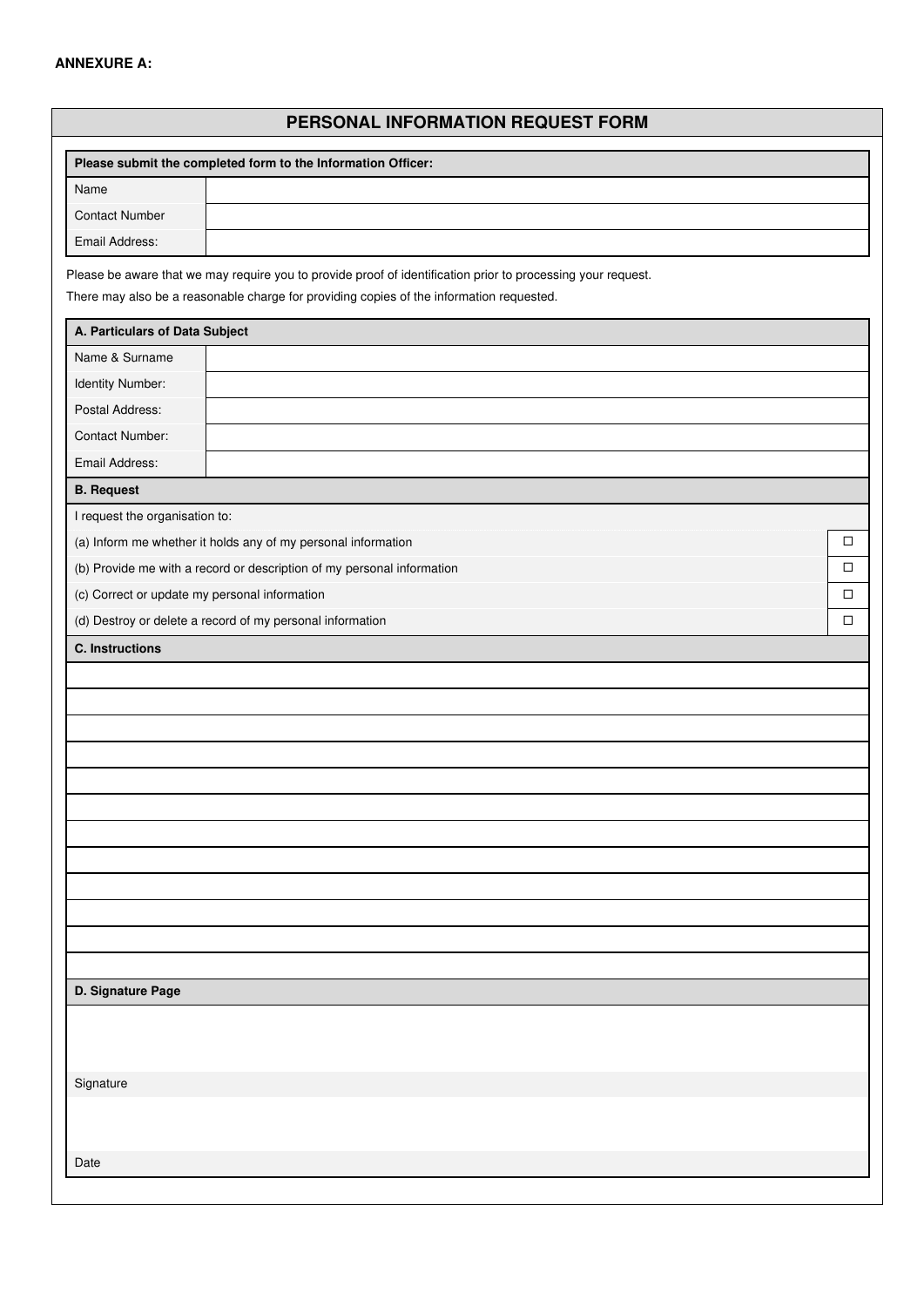**ANNEXURE A:**

# PERSONAL INFORMATION REQUEST FORM

| Please submit the completed form to the Information Officer: | |
|---|---|
| Name | |
| Contact Number | |
| Email Address: | |

Please be aware that we may require you to provide proof of identification prior to processing your request.

There may also be a reasonable charge for providing copies of the information requested.

| A. Particulars of Data Subject | |
|---|---|
| Name & Surname | |
| Identity Number: | |
| Postal Address: | |
| Contact Number: | |
| Email Address: | |

| B. Request | |
|---|---|
| I request the organisation to: | |
| (a) Inform me whether it holds any of my personal information | ☐ |
| (b) Provide me with a record or description of my personal information | ☐ |
| (c) Correct or update my personal information | ☐ |
| (d) Destroy or delete a record of my personal information | ☐ |

| C. Instructions |
|---|
| |
| |
| |
| |
| |
| |
| |
| |
| |
| |
| |
| |

| D. Signature Page |
|---|
| |
| Signature |
| |
| Date |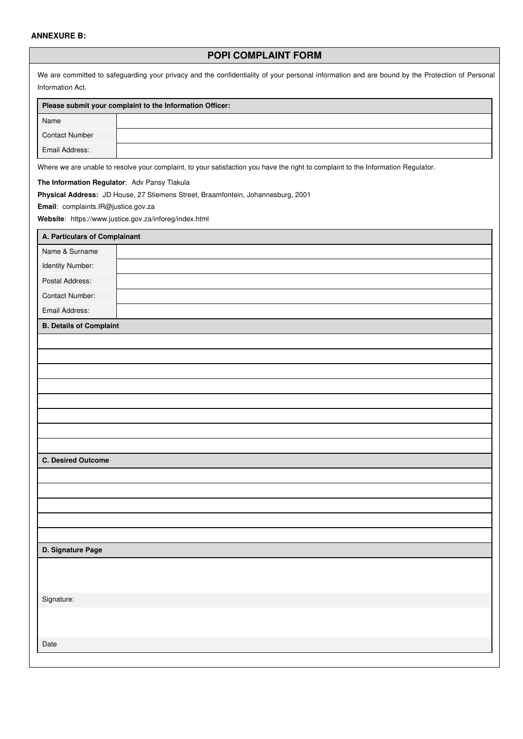**ANNEXURE B:**

## POPI COMPLAINT FORM

We are committed to safeguarding your privacy and the confidentiality of your personal information and are bound by the Protection of Personal Information Act.

| Please submit your complaint to the Information Officer: | |
|---|---|
| Name | |
| Contact Number | |
| Email Address: | |

Where we are unable to resolve your complaint, to your satisfaction you have the right to complaint to the Information Regulator.

**The Information Regulator**: Adv Pansy Tlakula

**Physical Address:** JD House, 27 Stiemens Street, Braamfontein, Johannesburg, 2001

**Email**: complaints.IR@justice.gov.za

**Website**: https://www.justice.gov.za/inforeg/index.html

| A. Particulars of Complainant | |
|---|---|
| Name & Surname | |
| Identity Number: | |
| Postal Address: | |
| Contact Number: | |
| Email Address: | |

| B. Details of Complaint |
|---|
| |
| |
| |
| |
| |
| |
| |
| |

| C. Desired Outcome |
|---|
| |
| |
| |
| |
| |

| D. Signature Page |
|---|
| |
| Signature: |
| |
| Date |